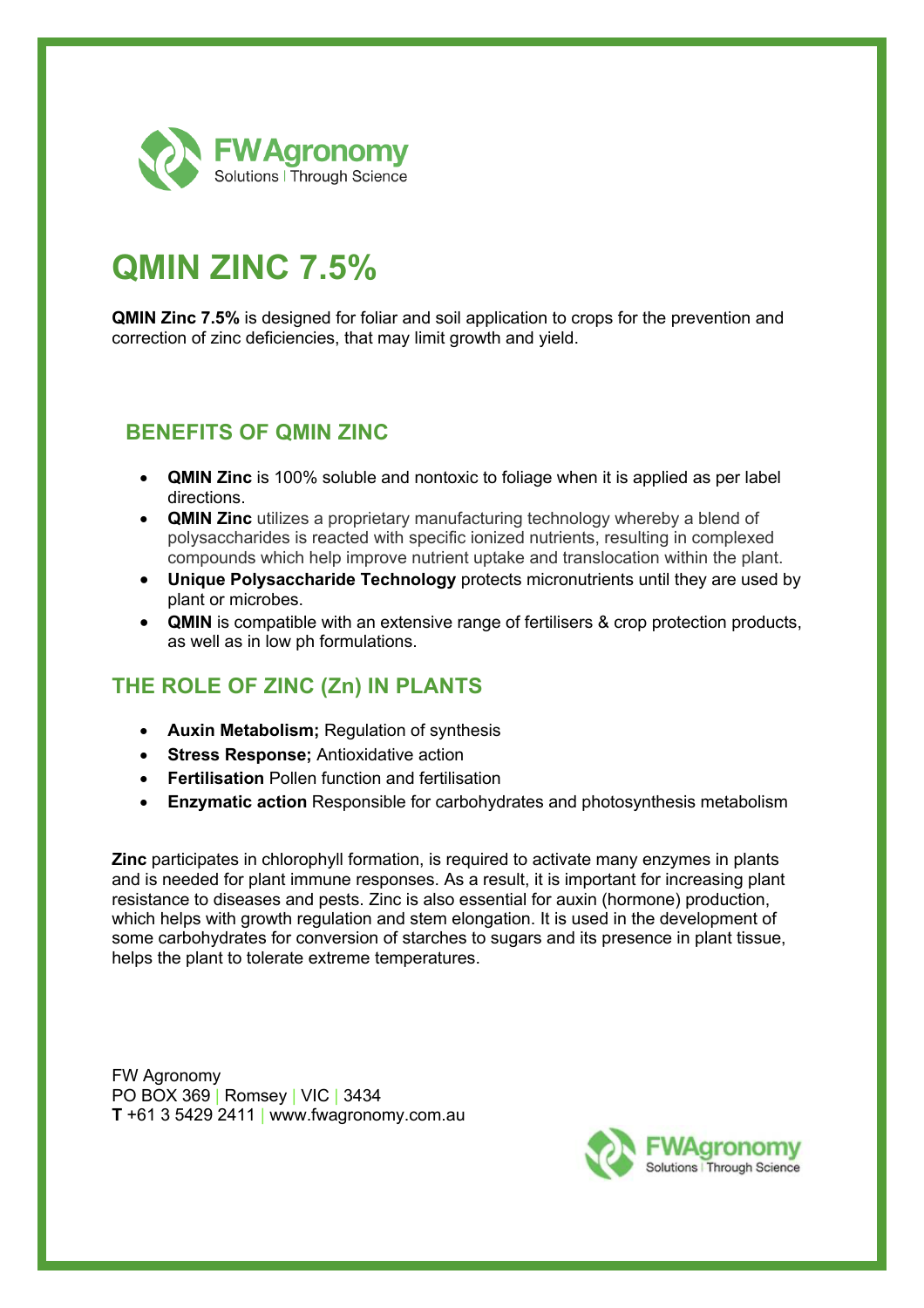FW Agronomy
Solutions | Through Science

# QMIN ZINC 7.5%

**QMIN Zinc 7.5%** is designed for foliar and soil application to crops for the prevention and correction of zinc deficiencies, that may limit growth and yield.

## BENEFITS OF QMIN ZINC

- **QMIN Zinc** is 100% soluble and nontoxic to foliage when it is applied as per label directions.
- **QMIN Zinc** utilizes a proprietary manufacturing technology whereby a blend of polysaccharides is reacted with specific ionized nutrients, resulting in complexed compounds which help improve nutrient uptake and translocation within the plant.
- **Unique Polysaccharide Technology** protects micronutrients until they are used by plant or microbes.
- **QMIN** is compatible with an extensive range of fertilisers & crop protection products, as well as in low ph formulations.

## THE ROLE OF ZINC (Zn) IN PLANTS

- **Auxin Metabolism;** Regulation of synthesis
- **Stress Response;** Antioxidative action
- **Fertilisation** Pollen function and fertilisation
- **Enzymatic action** Responsible for carbohydrates and photosynthesis metabolism

**Zinc** participates in chlorophyll formation, is required to activate many enzymes in plants and is needed for plant immune responses. As a result, it is important for increasing plant resistance to diseases and pests. Zinc is also essential for auxin (hormone) production, which helps with growth regulation and stem elongation. It is used in the development of some carbohydrates for conversion of starches to sugars and its presence in plant tissue, helps the plant to tolerate extreme temperatures.

FW Agronomy
PO BOX 369 | Romsey | VIC | 3434
**T** +61 3 5429 2411 | www.fwagronomy.com.au

FW Agronomy
Solutions | Through Science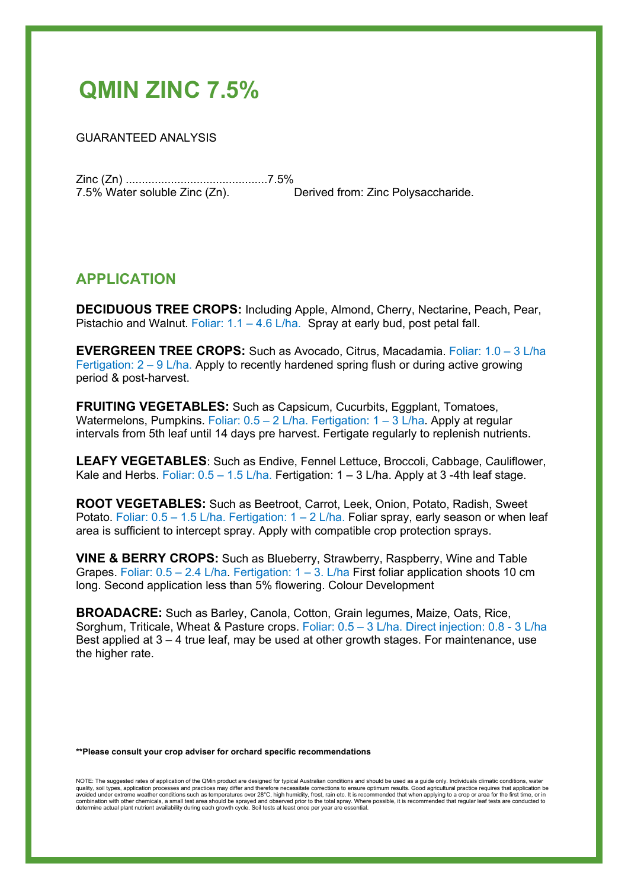# QMIN ZINC 7.5%

GUARANTEED ANALYSIS

Zinc (Zn) ............................................7.5%
7.5% Water soluble Zinc (Zn). Derived from: Zinc Polysaccharide.

## APPLICATION

**DECIDUOUS TREE CROPS:** Including Apple, Almond, Cherry, Nectarine, Peach, Pear, Pistachio and Walnut. Foliar: 1.1 – 4.6 L/ha. Spray at early bud, post petal fall.

**EVERGREEN TREE CROPS:** Such as Avocado, Citrus, Macadamia. Foliar: 1.0 – 3 L/ha Fertigation: 2 – 9 L/ha. Apply to recently hardened spring flush or during active growing period & post-harvest.

**FRUITING VEGETABLES:** Such as Capsicum, Cucurbits, Eggplant, Tomatoes, Watermelons, Pumpkins. Foliar: 0.5 – 2 L/ha. Fertigation: 1 – 3 L/ha. Apply at regular intervals from 5th leaf until 14 days pre harvest. Fertigate regularly to replenish nutrients.

**LEAFY VEGETABLES**: Such as Endive, Fennel Lettuce, Broccoli, Cabbage, Cauliflower, Kale and Herbs. Foliar: 0.5 – 1.5 L/ha. Fertigation: 1 – 3 L/ha. Apply at 3 -4th leaf stage.

**ROOT VEGETABLES:** Such as Beetroot, Carrot, Leek, Onion, Potato, Radish, Sweet Potato. Foliar: 0.5 – 1.5 L/ha. Fertigation: 1 – 2 L/ha. Foliar spray, early season or when leaf area is sufficient to intercept spray. Apply with compatible crop protection sprays.

**VINE & BERRY CROPS:** Such as Blueberry, Strawberry, Raspberry, Wine and Table Grapes. Foliar: 0.5 – 2.4 L/ha. Fertigation: 1 – 3. L/ha First foliar application shoots 10 cm long. Second application less than 5% flowering. Colour Development

**BROADACRE:** Such as Barley, Canola, Cotton, Grain legumes, Maize, Oats, Rice, Sorghum, Triticale, Wheat & Pasture crops. Foliar: 0.5 – 3 L/ha. Direct injection: 0.8 - 3 L/ha Best applied at 3 – 4 true leaf, may be used at other growth stages. For maintenance, use the higher rate.

****Please consult your crop adviser for orchard specific recommendations**

NOTE: The suggested rates of application of the QMin product are designed for typical Australian conditions and should be used as a guide only. Individuals climatic conditions, water quality, soil types, application processes and practices may differ and therefore necessitate corrections to ensure optimum results. Good agricultural practice requires that application be avoided under extreme weather conditions such as temperatures over 28°C, high humidity, frost, rain etc. It is recommended that when applying to a crop or area for the first time, or in combination with other chemicals, a small test area should be sprayed and observed prior to the total spray. Where possible, it is recommended that regular leaf tests are conducted to determine actual plant nutrient availability during each growth cycle. Soil tests at least once per year are essential.